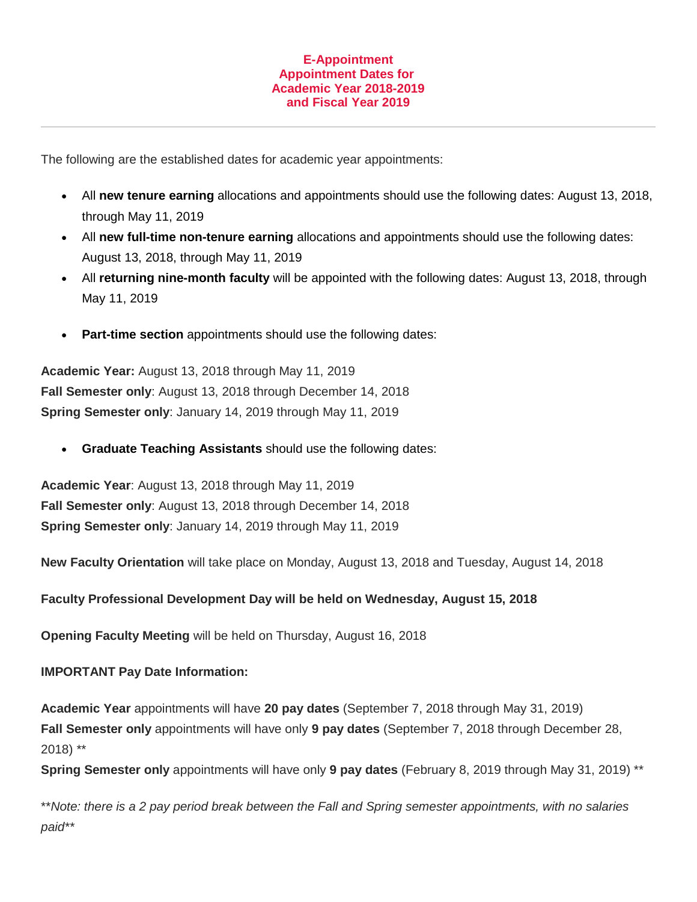# E-Appointment
# Appointment Dates for
# Academic Year 2018-2019
# and Fiscal Year 2019

---

The following are the established dates for academic year appointments:

- All **new tenure earning** allocations and appointments should use the following dates: August 13, 2018, through May 11, 2019
- All **new full-time non-tenure earning** allocations and appointments should use the following dates: August 13, 2018, through May 11, 2019
- All **returning nine-month faculty** will be appointed with the following dates: August 13, 2018, through May 11, 2019

- **Part-time section** appointments should use the following dates:

**Academic Year:** August 13, 2018 through May 11, 2019
**Fall Semester only**: August 13, 2018 through December 14, 2018
**Spring Semester only**: January 14, 2019 through May 11, 2019

- **Graduate Teaching Assistants** should use the following dates:

**Academic Year**: August 13, 2018 through May 11, 2019
**Fall Semester only**: August 13, 2018 through December 14, 2018
**Spring Semester only**: January 14, 2019 through May 11, 2019

**New Faculty Orientation** will take place on Monday, August 13, 2018 and Tuesday, August 14, 2018

**Faculty Professional Development Day will be held on Wednesday, August 15, 2018**

**Opening Faculty Meeting** will be held on Thursday, August 16, 2018

**IMPORTANT Pay Date Information:**

**Academic Year** appointments will have **20 pay dates** (September 7, 2018 through May 31, 2019)
**Fall Semester only** appointments will have only **9 pay dates** (September 7, 2018 through December 28, 2018) **
**Spring Semester only** appointments will have only **9 pay dates** (February 8, 2019 through May 31, 2019) **

*\*\*Note: there is a 2 pay period break between the Fall and Spring semester appointments, with no salaries paid\*\**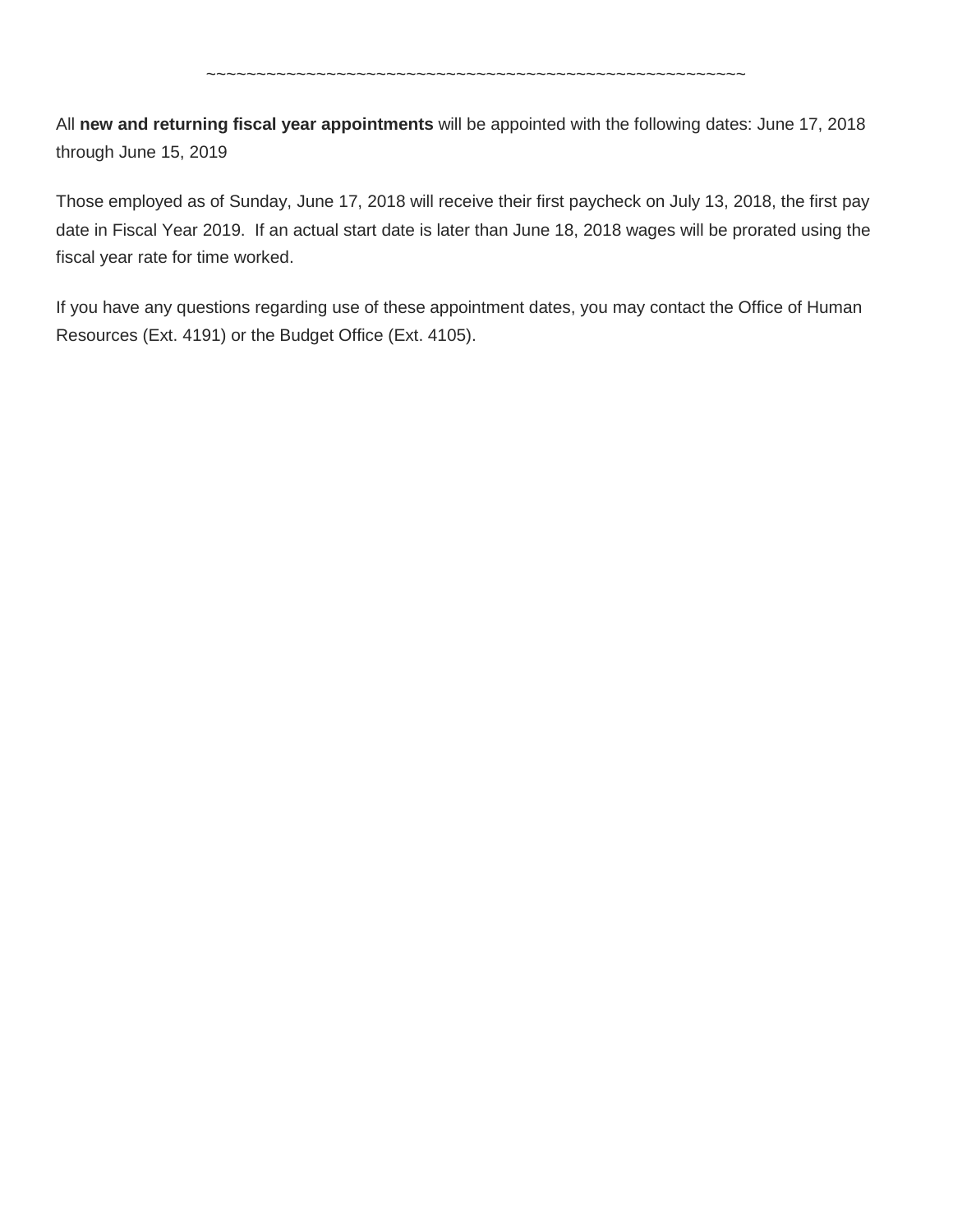~~~~~~~~~~~~~~~~~~~~~~~~~~~~~~~~~~~~~~~~~~~~~~~~~~~~~~~~

All **new and returning fiscal year appointments** will be appointed with the following dates: June 17, 2018 through June 15, 2019

Those employed as of Sunday, June 17, 2018 will receive their first paycheck on July 13, 2018, the first pay date in Fiscal Year 2019. If an actual start date is later than June 18, 2018 wages will be prorated using the fiscal year rate for time worked.

If you have any questions regarding use of these appointment dates, you may contact the Office of Human Resources (Ext. 4191) or the Budget Office (Ext. 4105).